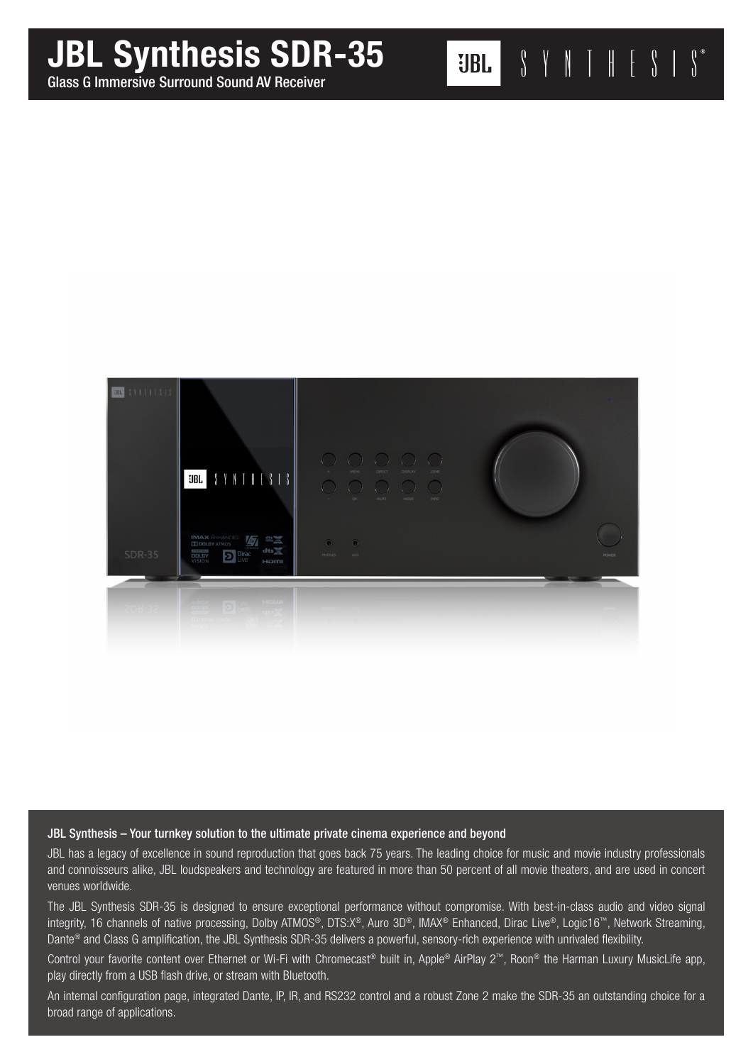# JBL Synthesis SDR-35

Glass G Immersive Surround Sound AV Receiver

JBL SYNTHESIS®

### JBL Synthesis – Your turnkey solution to the ultimate private cinema experience and beyond

JBL has a legacy of excellence in sound reproduction that goes back 75 years. The leading choice for music and movie industry professionals and connoisseurs alike, JBL loudspeakers and technology are featured in more than 50 percent of all movie theaters, and are used in concert venues worldwide.

The JBL Synthesis SDR-35 is designed to ensure exceptional performance without compromise. With best-in-class audio and video signal integrity, 16 channels of native processing, Dolby ATMOS®, DTS:X®, Auro 3D®, IMAX® Enhanced, Dirac Live®, Logic16™, Network Streaming, Dante® and Class G amplification, the JBL Synthesis SDR-35 delivers a powerful, sensory-rich experience with unrivaled flexibility.

Control your favorite content over Ethernet or Wi-Fi with Chromecast® built in, Apple® AirPlay 2™, Roon® the Harman Luxury MusicLife app, play directly from a USB flash drive, or stream with Bluetooth.

An internal configuration page, integrated Dante, IP, IR, and RS232 control and a robust Zone 2 make the SDR-35 an outstanding choice for a broad range of applications.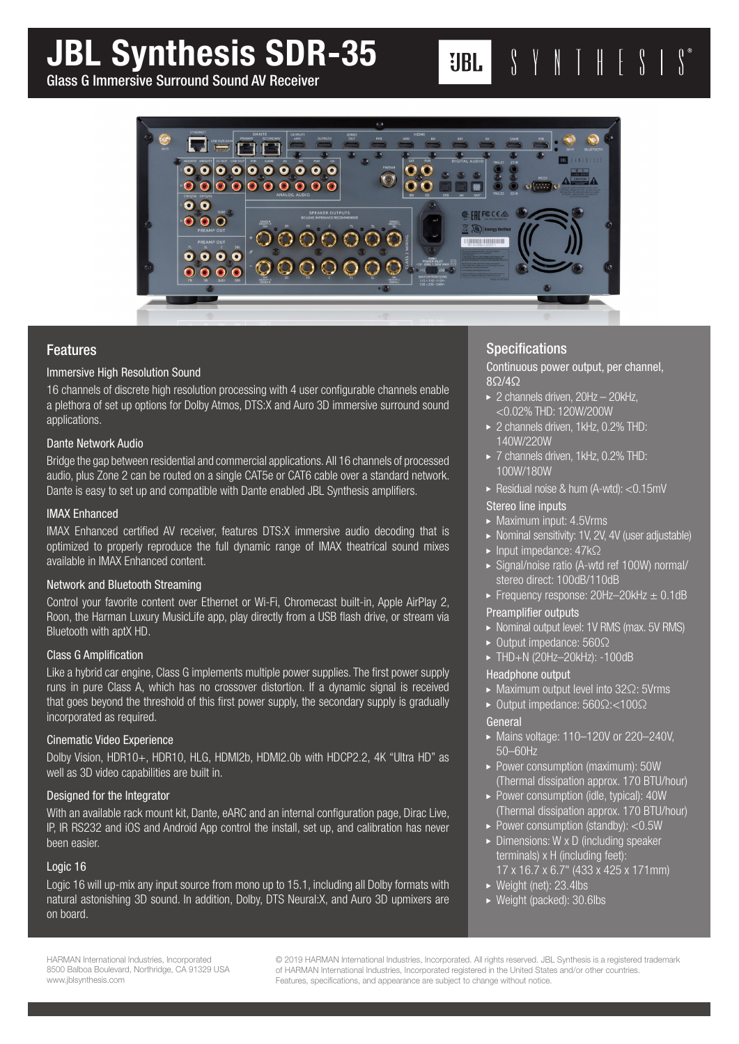# JBL Synthesis SDR-35

Glass G Immersive Surround Sound AV Receiver

JBL SYNTHESIS®

## Features

### Immersive High Resolution Sound

16 channels of discrete high resolution processing with 4 user configurable channels enable a plethora of set up options for Dolby Atmos, DTS:X and Auro 3D immersive surround sound applications.

### Dante Network Audio

Bridge the gap between residential and commercial applications. All 16 channels of processed audio, plus Zone 2 can be routed on a single CAT5e or CAT6 cable over a standard network. Dante is easy to set up and compatible with Dante enabled JBL Synthesis amplifiers.

### IMAX Enhanced

IMAX Enhanced certified AV receiver, features DTS:X immersive audio decoding that is optimized to properly reproduce the full dynamic range of IMAX theatrical sound mixes available in IMAX Enhanced content.

### Network and Bluetooth Streaming

Control your favorite content over Ethernet or Wi-Fi, Chromecast built-in, Apple AirPlay 2, Roon, the Harman Luxury MusicLife app, play directly from a USB flash drive, or stream via Bluetooth with aptX HD.

### Class G Amplification

Like a hybrid car engine, Class G implements multiple power supplies. The first power supply runs in pure Class A, which has no crossover distortion. If a dynamic signal is received that goes beyond the threshold of this first power supply, the secondary supply is gradually incorporated as required.

### Cinematic Video Experience

Dolby Vision, HDR10+, HDR10, HLG, HDMI2b, HDMI2.0b with HDCP2.2, 4K "Ultra HD" as well as 3D video capabilities are built in.

### Designed for the Integrator

With an available rack mount kit, Dante, eARC and an internal configuration page, Dirac Live, IP, IR RS232 and iOS and Android App control the install, set up, and calibration has never been easier.

### Logic 16

Logic 16 will up-mix any input source from mono up to 15.1, including all Dolby formats with natural astonishing 3D sound. In addition, Dolby, DTS Neural:X, and Auro 3D upmixers are on board.

## Specifications

### Continuous power output, per channel, 8Ω/4Ω

- 2 channels driven, 20Hz – 20kHz, <0.02% THD: 120W/200W
- 2 channels driven, 1kHz, 0.2% THD: 140W/220W
- 7 channels driven, 1kHz, 0.2% THD: 100W/180W
- Residual noise & hum (A-wtd): <0.15mV

### Stereo line inputs

- Maximum input: 4.5Vrms
- Nominal sensitivity: 1V, 2V, 4V (user adjustable)
- Input impedance: 47kΩ
- Signal/noise ratio (A-wtd ref 100W) normal/ stereo direct: 100dB/110dB
- Frequency response: 20Hz–20kHz ± 0.1dB

### Preamplifier outputs

- Nominal output level: 1V RMS (max. 5V RMS)
- Output impedance: 560Ω
- THD+N (20Hz–20kHz): -100dB

### Headphone output

- Maximum output level into 32Ω: 5Vrms
- Output impedance: 560Ω:<100Ω

### General

- Mains voltage: 110–120V or 220–240V, 50–60Hz
- Power consumption (maximum): 50W (Thermal dissipation approx. 170 BTU/hour)
- Power consumption (idle, typical): 40W (Thermal dissipation approx. 170 BTU/hour)
- Power consumption (standby): <0.5W
- Dimensions: W x D (including speaker terminals) x H (including feet): 17 x 16.7 x 6.7" (433 x 425 x 171mm)
- Weight (net): 23.4lbs
- Weight (packed): 30.6lbs

HARMAN International Industries, Incorporated
8500 Balboa Boulevard, Northridge, CA 91329 USA
www.jblsynthesis.com

© 2019 HARMAN International Industries, Incorporated. All rights reserved. JBL Synthesis is a registered trademark of HARMAN International Industries, Incorporated registered in the United States and/or other countries. Features, specifications, and appearance are subject to change without notice.